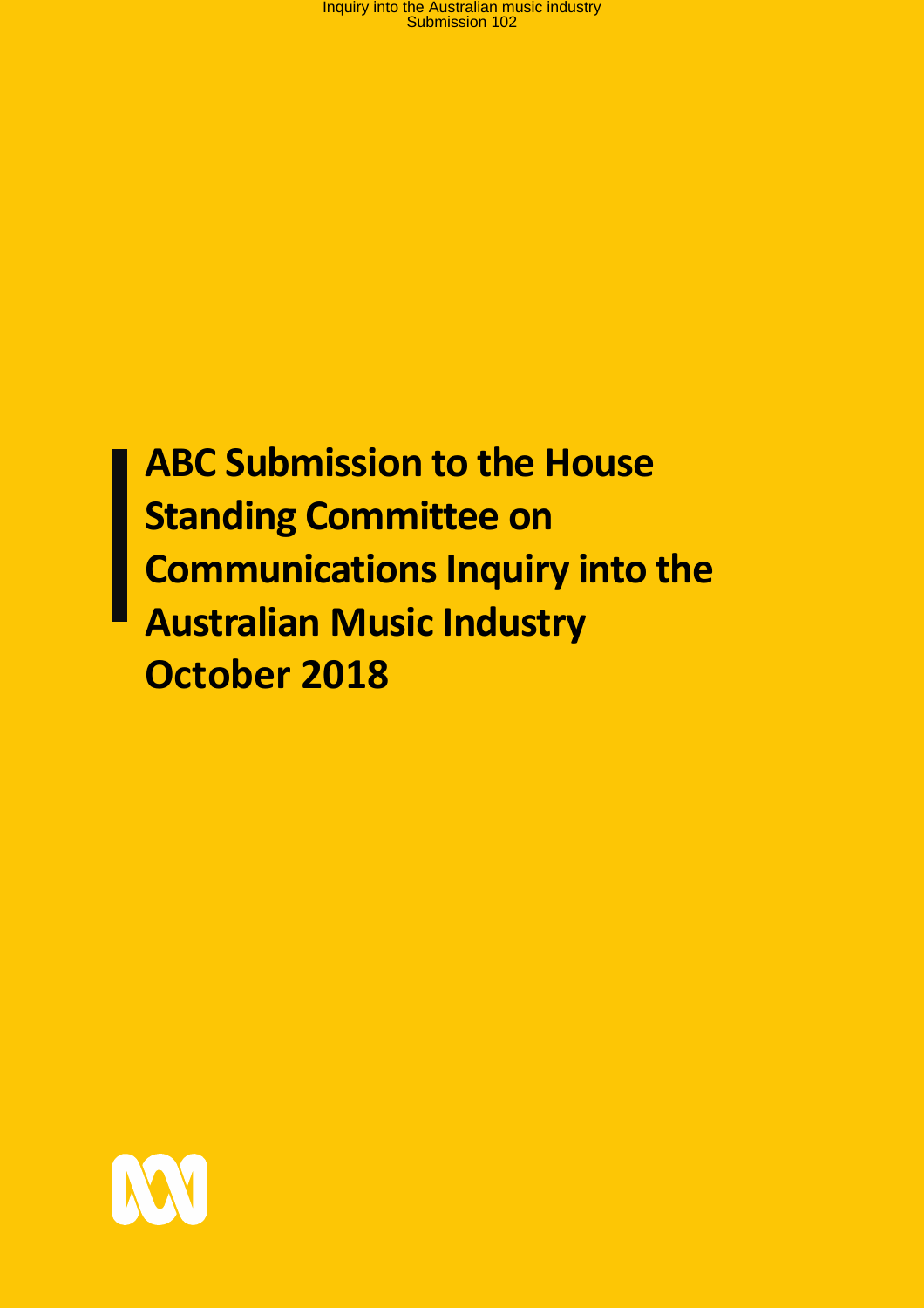# ABC Submission to the House Standing Committee on Communications Inquiry into the Australian Music Industry October 2018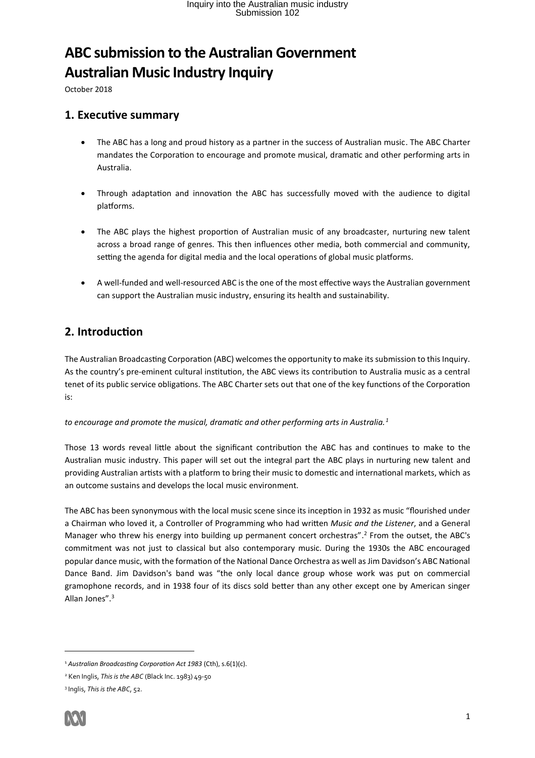# ABC submission to the Australian Government Australian Music Industry Inquiry

October 2018

## 1. Executive summary

- The ABC has a long and proud history as a partner in the success of Australian music. The ABC Charter mandates the Corporation to encourage and promote musical, dramatic and other performing arts in Australia.

- Through adaptation and innovation the ABC has successfully moved with the audience to digital platforms.

- The ABC plays the highest proportion of Australian music of any broadcaster, nurturing new talent across a broad range of genres. This then influences other media, both commercial and community, setting the agenda for digital media and the local operations of global music platforms.

- A well-funded and well-resourced ABC is the one of the most effective ways the Australian government can support the Australian music industry, ensuring its health and sustainability.

## 2. Introduction

The Australian Broadcasting Corporation (ABC) welcomes the opportunity to make its submission to this Inquiry. As the country's pre-eminent cultural institution, the ABC views its contribution to Australia music as a central tenet of its public service obligations. The ABC Charter sets out that one of the key functions of the Corporation is:

*to encourage and promote the musical, dramatic and other performing arts in Australia.*[1]

Those 13 words reveal little about the significant contribution the ABC has and continues to make to the Australian music industry. This paper will set out the integral part the ABC plays in nurturing new talent and providing Australian artists with a platform to bring their music to domestic and international markets, which as an outcome sustains and develops the local music environment.

The ABC has been synonymous with the local music scene since its inception in 1932 as music "flourished under a Chairman who loved it, a Controller of Programming who had written *Music and the Listener*, and a General Manager who threw his energy into building up permanent concert orchestras".[2] From the outset, the ABC's commitment was not just to classical but also contemporary music. During the 1930s the ABC encouraged popular dance music, with the formation of the National Dance Orchestra as well as Jim Davidson's ABC National Dance Band. Jim Davidson's band was "the only local dance group whose work was put on commercial gramophone records, and in 1938 four of its discs sold better than any other except one by American singer Allan Jones".[3]

---

[1] *Australian Broadcasting Corporation Act 1983* (Cth), s.6(1)(c).

[2] Ken Inglis, *This is the ABC* (Black Inc. 1983) 49-50

[3] Inglis, *This is the ABC*, 52.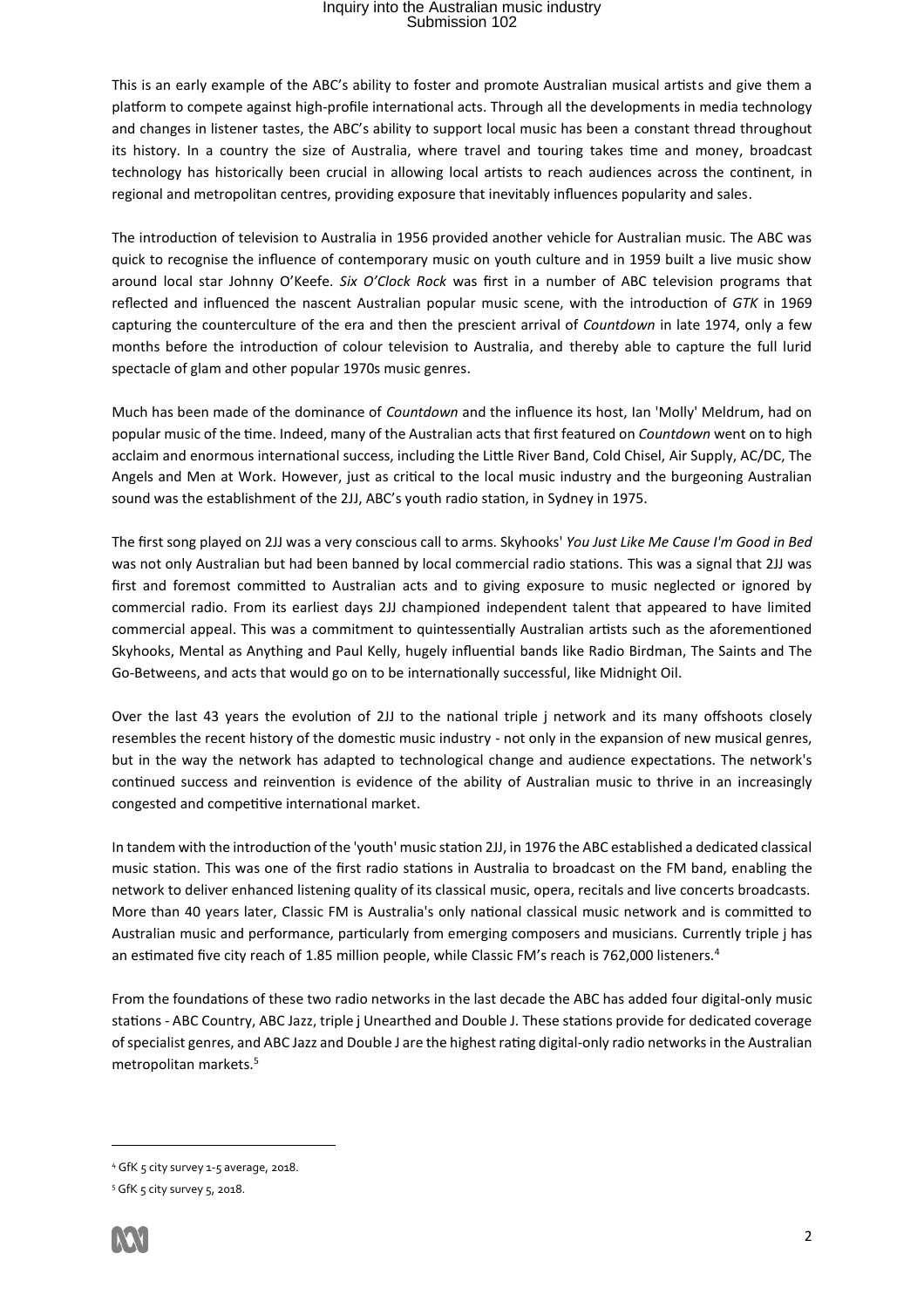This is an early example of the ABC's ability to foster and promote Australian musical artists and give them a platform to compete against high-profile international acts. Through all the developments in media technology and changes in listener tastes, the ABC's ability to support local music has been a constant thread throughout its history. In a country the size of Australia, where travel and touring takes time and money, broadcast technology has historically been crucial in allowing local artists to reach audiences across the continent, in regional and metropolitan centres, providing exposure that inevitably influences popularity and sales.

The introduction of television to Australia in 1956 provided another vehicle for Australian music. The ABC was quick to recognise the influence of contemporary music on youth culture and in 1959 built a live music show around local star Johnny O'Keefe. *Six O'Clock Rock* was first in a number of ABC television programs that reflected and influenced the nascent Australian popular music scene, with the introduction of *GTK* in 1969 capturing the counterculture of the era and then the prescient arrival of *Countdown* in late 1974, only a few months before the introduction of colour television to Australia, and thereby able to capture the full lurid spectacle of glam and other popular 1970s music genres.

Much has been made of the dominance of *Countdown* and the influence its host, Ian 'Molly' Meldrum, had on popular music of the time. Indeed, many of the Australian acts that first featured on *Countdown* went on to high acclaim and enormous international success, including the Little River Band, Cold Chisel, Air Supply, AC/DC, The Angels and Men at Work. However, just as critical to the local music industry and the burgeoning Australian sound was the establishment of the 2JJ, ABC's youth radio station, in Sydney in 1975.

The first song played on 2JJ was a very conscious call to arms. Skyhooks' *You Just Like Me Cause I'm Good in Bed* was not only Australian but had been banned by local commercial radio stations. This was a signal that 2JJ was first and foremost committed to Australian acts and to giving exposure to music neglected or ignored by commercial radio. From its earliest days 2JJ championed independent talent that appeared to have limited commercial appeal. This was a commitment to quintessentially Australian artists such as the aforementioned Skyhooks, Mental as Anything and Paul Kelly, hugely influential bands like Radio Birdman, The Saints and The Go-Betweens, and acts that would go on to be internationally successful, like Midnight Oil.

Over the last 43 years the evolution of 2JJ to the national triple j network and its many offshoots closely resembles the recent history of the domestic music industry - not only in the expansion of new musical genres, but in the way the network has adapted to technological change and audience expectations. The network's continued success and reinvention is evidence of the ability of Australian music to thrive in an increasingly congested and competitive international market.

In tandem with the introduction of the 'youth' music station 2JJ, in 1976 the ABC established a dedicated classical music station. This was one of the first radio stations in Australia to broadcast on the FM band, enabling the network to deliver enhanced listening quality of its classical music, opera, recitals and live concerts broadcasts. More than 40 years later, Classic FM is Australia's only national classical music network and is committed to Australian music and performance, particularly from emerging composers and musicians. Currently triple j has an estimated five city reach of 1.85 million people, while Classic FM's reach is 762,000 listeners.[4]

From the foundations of these two radio networks in the last decade the ABC has added four digital-only music stations - ABC Country, ABC Jazz, triple j Unearthed and Double J. These stations provide for dedicated coverage of specialist genres, and ABC Jazz and Double J are the highest rating digital-only radio networks in the Australian metropolitan markets.[5]

---

[4] GfK 5 city survey 1-5 average, 2018.

[5] GfK 5 city survey 5, 2018.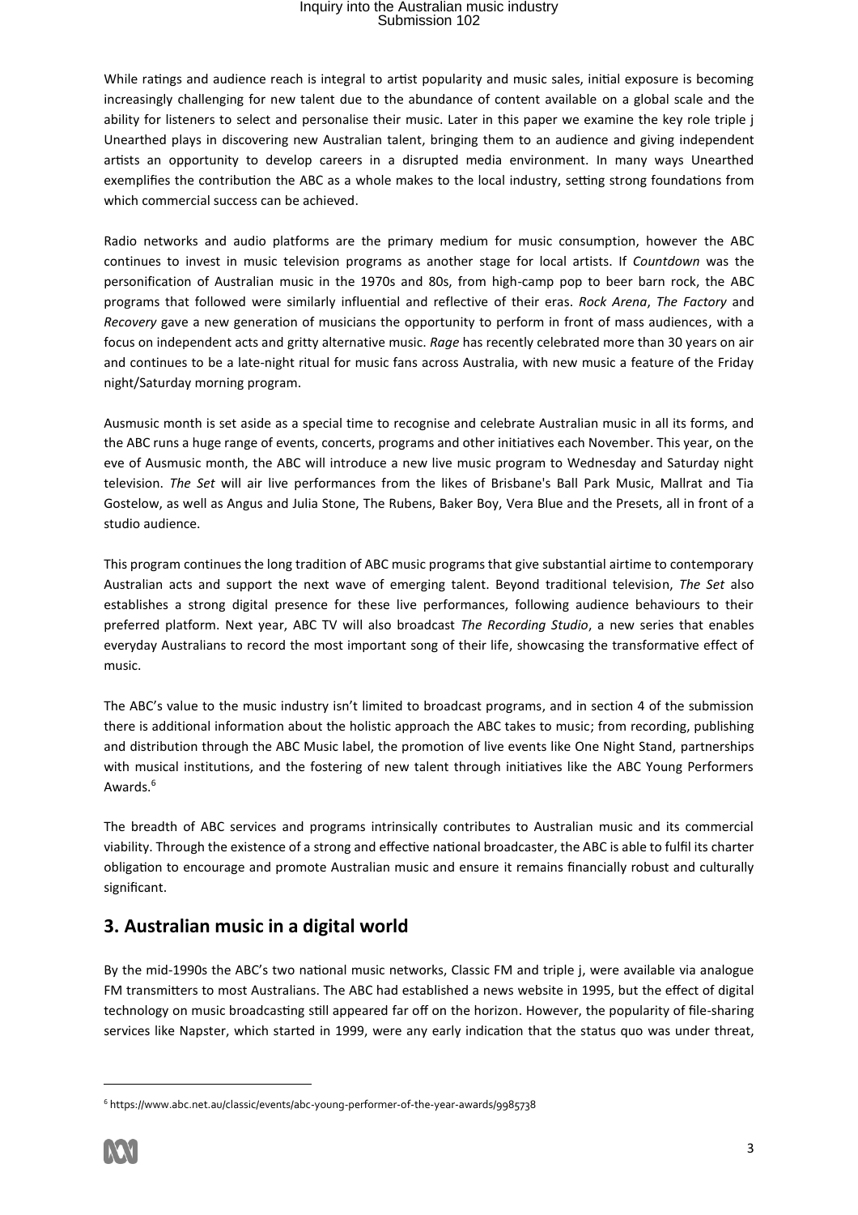While ratings and audience reach is integral to artist popularity and music sales, initial exposure is becoming increasingly challenging for new talent due to the abundance of content available on a global scale and the ability for listeners to select and personalise their music. Later in this paper we examine the key role triple j Unearthed plays in discovering new Australian talent, bringing them to an audience and giving independent artists an opportunity to develop careers in a disrupted media environment. In many ways Unearthed exemplifies the contribution the ABC as a whole makes to the local industry, setting strong foundations from which commercial success can be achieved.

Radio networks and audio platforms are the primary medium for music consumption, however the ABC continues to invest in music television programs as another stage for local artists. If *Countdown* was the personification of Australian music in the 1970s and 80s, from high-camp pop to beer barn rock, the ABC programs that followed were similarly influential and reflective of their eras. *Rock Arena*, *The Factory* and *Recovery* gave a new generation of musicians the opportunity to perform in front of mass audiences, with a focus on independent acts and gritty alternative music. *Rage* has recently celebrated more than 30 years on air and continues to be a late-night ritual for music fans across Australia, with new music a feature of the Friday night/Saturday morning program.

Ausmusic month is set aside as a special time to recognise and celebrate Australian music in all its forms, and the ABC runs a huge range of events, concerts, programs and other initiatives each November. This year, on the eve of Ausmusic month, the ABC will introduce a new live music program to Wednesday and Saturday night television. *The Set* will air live performances from the likes of Brisbane's Ball Park Music, Mallrat and Tia Gostelow, as well as Angus and Julia Stone, The Rubens, Baker Boy, Vera Blue and the Presets, all in front of a studio audience.

This program continues the long tradition of ABC music programs that give substantial airtime to contemporary Australian acts and support the next wave of emerging talent. Beyond traditional television, *The Set* also establishes a strong digital presence for these live performances, following audience behaviours to their preferred platform. Next year, ABC TV will also broadcast *The Recording Studio*, a new series that enables everyday Australians to record the most important song of their life, showcasing the transformative effect of music.

The ABC's value to the music industry isn't limited to broadcast programs, and in section 4 of the submission there is additional information about the holistic approach the ABC takes to music; from recording, publishing and distribution through the ABC Music label, the promotion of live events like One Night Stand, partnerships with musical institutions, and the fostering of new talent through initiatives like the ABC Young Performers Awards.[6]

The breadth of ABC services and programs intrinsically contributes to Australian music and its commercial viability. Through the existence of a strong and effective national broadcaster, the ABC is able to fulfil its charter obligation to encourage and promote Australian music and ensure it remains financially robust and culturally significant.

## 3. Australian music in a digital world

By the mid-1990s the ABC's two national music networks, Classic FM and triple j, were available via analogue FM transmitters to most Australians. The ABC had established a news website in 1995, but the effect of digital technology on music broadcasting still appeared far off on the horizon. However, the popularity of file-sharing services like Napster, which started in 1999, were any early indication that the status quo was under threat,

[6] https://www.abc.net.au/classic/events/abc-young-performer-of-the-year-awards/9985738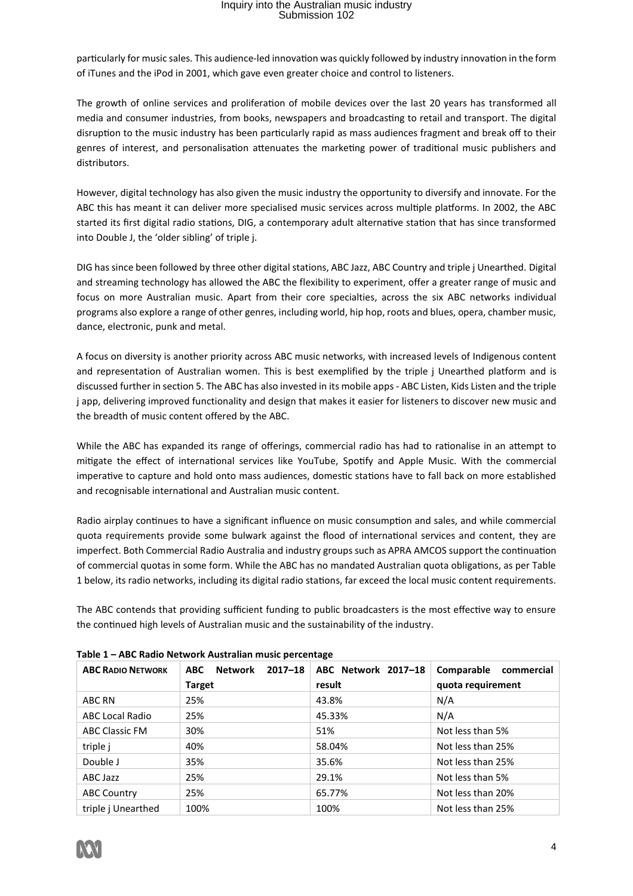particularly for music sales. This audience-led innovation was quickly followed by industry innovation in the form of iTunes and the iPod in 2001, which gave even greater choice and control to listeners.

The growth of online services and proliferation of mobile devices over the last 20 years has transformed all media and consumer industries, from books, newspapers and broadcasting to retail and transport. The digital disruption to the music industry has been particularly rapid as mass audiences fragment and break off to their genres of interest, and personalisation attenuates the marketing power of traditional music publishers and distributors.

However, digital technology has also given the music industry the opportunity to diversify and innovate. For the ABC this has meant it can deliver more specialised music services across multiple platforms. In 2002, the ABC started its first digital radio stations, DIG, a contemporary adult alternative station that has since transformed into Double J, the 'older sibling' of triple j.

DIG has since been followed by three other digital stations, ABC Jazz, ABC Country and triple j Unearthed. Digital and streaming technology has allowed the ABC the flexibility to experiment, offer a greater range of music and focus on more Australian music. Apart from their core specialties, across the six ABC networks individual programs also explore a range of other genres, including world, hip hop, roots and blues, opera, chamber music, dance, electronic, punk and metal.

A focus on diversity is another priority across ABC music networks, with increased levels of Indigenous content and representation of Australian women. This is best exemplified by the triple j Unearthed platform and is discussed further in section 5. The ABC has also invested in its mobile apps - ABC Listen, Kids Listen and the triple j app, delivering improved functionality and design that makes it easier for listeners to discover new music and the breadth of music content offered by the ABC.

While the ABC has expanded its range of offerings, commercial radio has had to rationalise in an attempt to mitigate the effect of international services like YouTube, Spotify and Apple Music. With the commercial imperative to capture and hold onto mass audiences, domestic stations have to fall back on more established and recognisable international and Australian music content.

Radio airplay continues to have a significant influence on music consumption and sales, and while commercial quota requirements provide some bulwark against the flood of international services and content, they are imperfect. Both Commercial Radio Australia and industry groups such as APRA AMCOS support the continuation of commercial quotas in some form. While the ABC has no mandated Australian quota obligations, as per Table 1 below, its radio networks, including its digital radio stations, far exceed the local music content requirements.

The ABC contends that providing sufficient funding to public broadcasters is the most effective way to ensure the continued high levels of Australian music and the sustainability of the industry.

**Table 1 – ABC Radio Network Australian music percentage**

| ABC RADIO NETWORK | ABC Network 2017–18 Target | ABC Network 2017–18 result | Comparable commercial quota requirement |
|---|---|---|---|
| ABC RN | 25% | 43.8% | N/A |
| ABC Local Radio | 25% | 45.33% | N/A |
| ABC Classic FM | 30% | 51% | Not less than 5% |
| triple j | 40% | 58.04% | Not less than 25% |
| Double J | 35% | 35.6% | Not less than 25% |
| ABC Jazz | 25% | 29.1% | Not less than 5% |
| ABC Country | 25% | 65.77% | Not less than 20% |
| triple j Unearthed | 100% | 100% | Not less than 25% |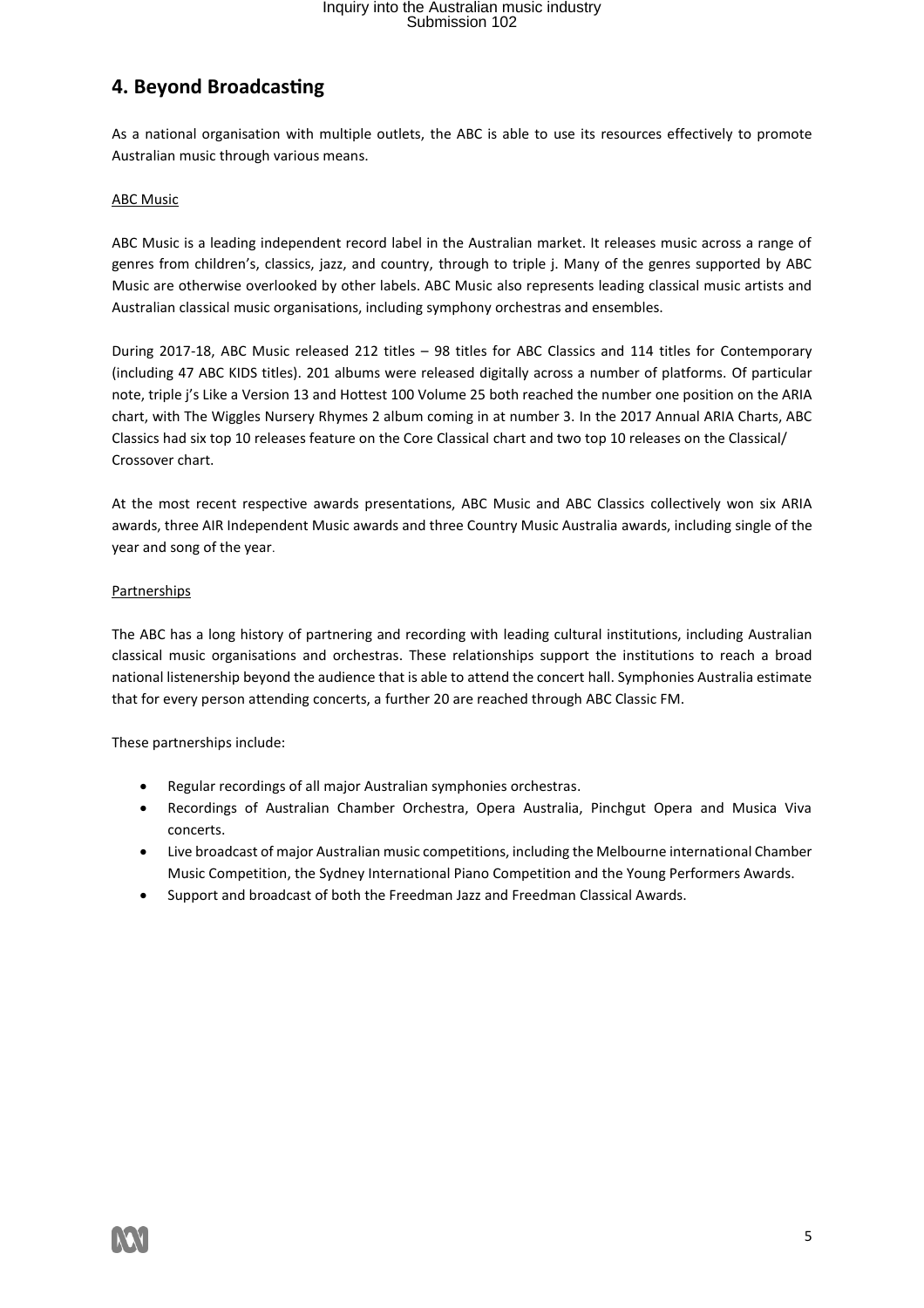## 4. Beyond Broadcasting

As a national organisation with multiple outlets, the ABC is able to use its resources effectively to promote Australian music through various means.

ABC Music

ABC Music is a leading independent record label in the Australian market. It releases music across a range of genres from children's, classics, jazz, and country, through to triple j. Many of the genres supported by ABC Music are otherwise overlooked by other labels. ABC Music also represents leading classical music artists and Australian classical music organisations, including symphony orchestras and ensembles.

During 2017-18, ABC Music released 212 titles – 98 titles for ABC Classics and 114 titles for Contemporary (including 47 ABC KIDS titles). 201 albums were released digitally across a number of platforms. Of particular note, triple j's Like a Version 13 and Hottest 100 Volume 25 both reached the number one position on the ARIA chart, with The Wiggles Nursery Rhymes 2 album coming in at number 3. In the 2017 Annual ARIA Charts, ABC Classics had six top 10 releases feature on the Core Classical chart and two top 10 releases on the Classical/ Crossover chart.

At the most recent respective awards presentations, ABC Music and ABC Classics collectively won six ARIA awards, three AIR Independent Music awards and three Country Music Australia awards, including single of the year and song of the year.

Partnerships

The ABC has a long history of partnering and recording with leading cultural institutions, including Australian classical music organisations and orchestras. These relationships support the institutions to reach a broad national listenership beyond the audience that is able to attend the concert hall. Symphonies Australia estimate that for every person attending concerts, a further 20 are reached through ABC Classic FM.

These partnerships include:

- Regular recordings of all major Australian symphonies orchestras.
- Recordings of Australian Chamber Orchestra, Opera Australia, Pinchgut Opera and Musica Viva concerts.
- Live broadcast of major Australian music competitions, including the Melbourne international Chamber Music Competition, the Sydney International Piano Competition and the Young Performers Awards.
- Support and broadcast of both the Freedman Jazz and Freedman Classical Awards.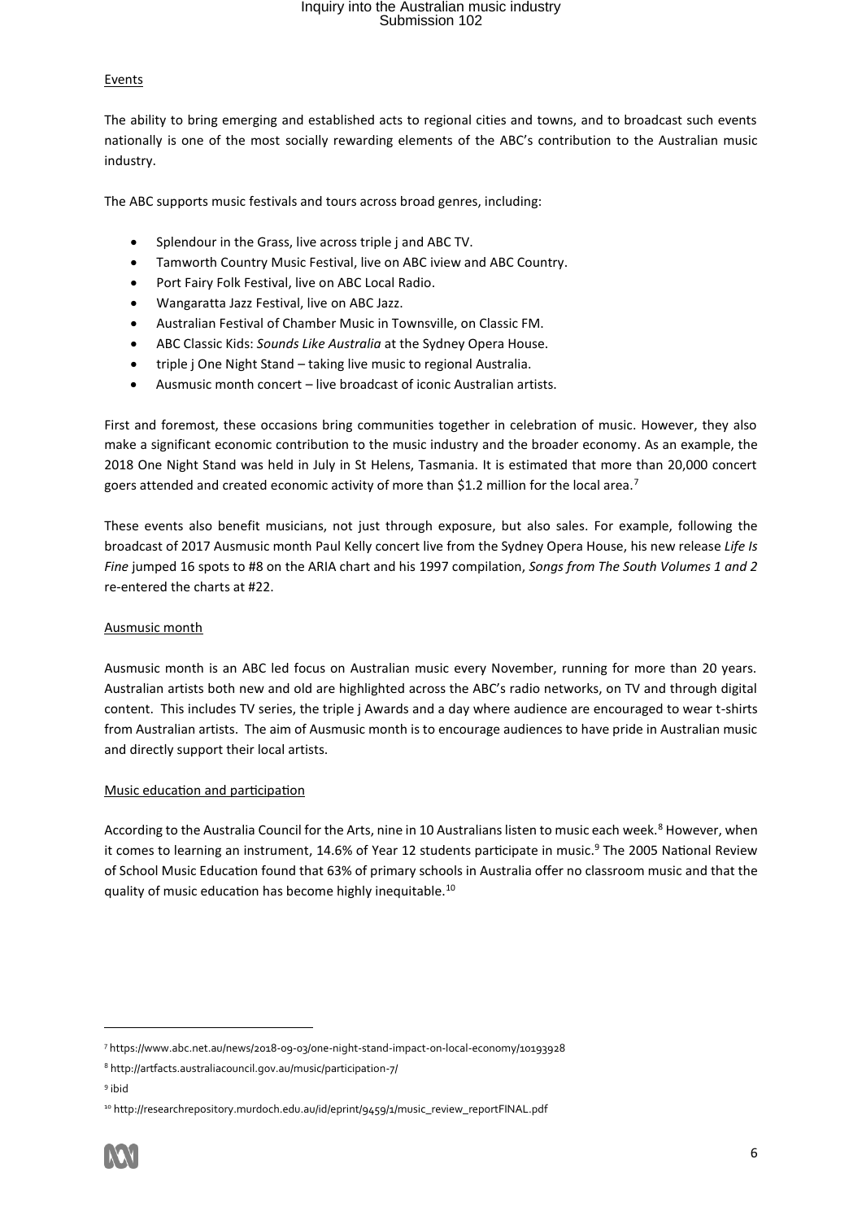Events

The ability to bring emerging and established acts to regional cities and towns, and to broadcast such events nationally is one of the most socially rewarding elements of the ABC's contribution to the Australian music industry.

The ABC supports music festivals and tours across broad genres, including:

- Splendour in the Grass, live across triple j and ABC TV.
- Tamworth Country Music Festival, live on ABC iview and ABC Country.
- Port Fairy Folk Festival, live on ABC Local Radio.
- Wangaratta Jazz Festival, live on ABC Jazz.
- Australian Festival of Chamber Music in Townsville, on Classic FM.
- ABC Classic Kids: *Sounds Like Australia* at the Sydney Opera House.
- triple j One Night Stand – taking live music to regional Australia.
- Ausmusic month concert – live broadcast of iconic Australian artists.

First and foremost, these occasions bring communities together in celebration of music. However, they also make a significant economic contribution to the music industry and the broader economy. As an example, the 2018 One Night Stand was held in July in St Helens, Tasmania. It is estimated that more than 20,000 concert goers attended and created economic activity of more than $1.2 million for the local area.[7]

These events also benefit musicians, not just through exposure, but also sales. For example, following the broadcast of 2017 Ausmusic month Paul Kelly concert live from the Sydney Opera House, his new release *Life Is Fine* jumped 16 spots to #8 on the ARIA chart and his 1997 compilation, *Songs from The South Volumes 1 and 2* re-entered the charts at #22.

Ausmusic month

Ausmusic month is an ABC led focus on Australian music every November, running for more than 20 years. Australian artists both new and old are highlighted across the ABC's radio networks, on TV and through digital content. This includes TV series, the triple j Awards and a day where audience are encouraged to wear t-shirts from Australian artists. The aim of Ausmusic month is to encourage audiences to have pride in Australian music and directly support their local artists.

Music education and participation

According to the Australia Council for the Arts, nine in 10 Australians listen to music each week.[8] However, when it comes to learning an instrument, 14.6% of Year 12 students participate in music.[9] The 2005 National Review of School Music Education found that 63% of primary schools in Australia offer no classroom music and that the quality of music education has become highly inequitable.[10]

---

[7] https://www.abc.net.au/news/2018-09-03/one-night-stand-impact-on-local-economy/10193928

[8] http://artfacts.australiacouncil.gov.au/music/participation-7/

[9] ibid

[10] http://researchrepository.murdoch.edu.au/id/eprint/9459/1/music_review_reportFINAL.pdf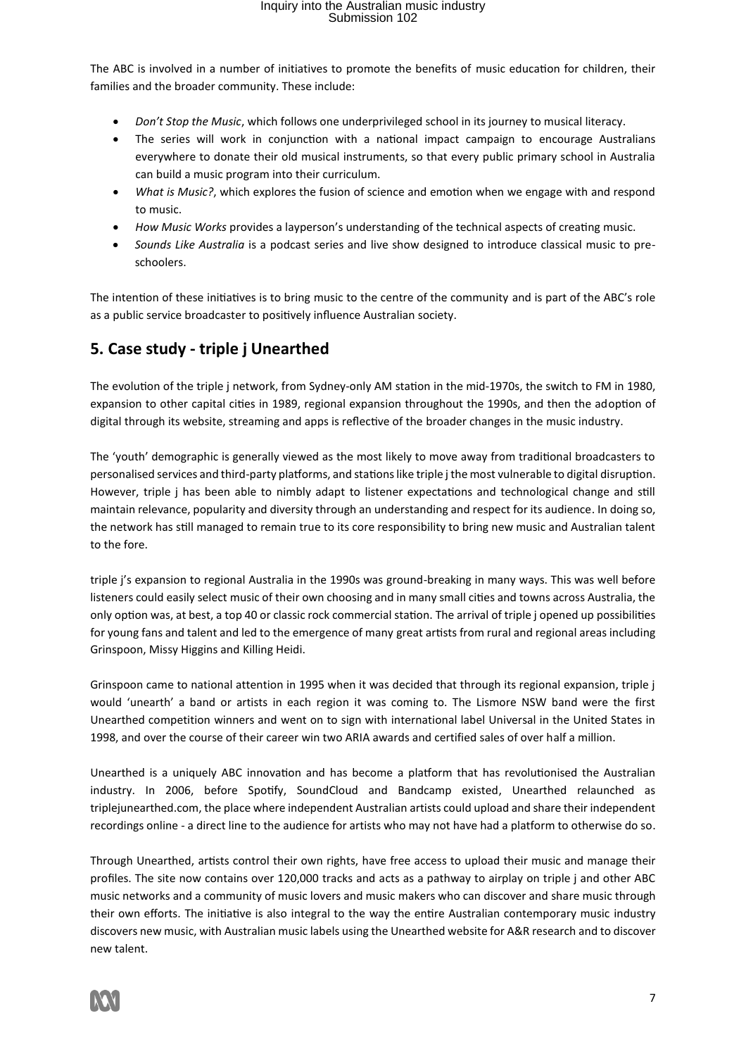The ABC is involved in a number of initiatives to promote the benefits of music education for children, their families and the broader community. These include:

- *Don't Stop the Music*, which follows one underprivileged school in its journey to musical literacy.
- The series will work in conjunction with a national impact campaign to encourage Australians everywhere to donate their old musical instruments, so that every public primary school in Australia can build a music program into their curriculum.
- *What is Music?*, which explores the fusion of science and emotion when we engage with and respond to music.
- *How Music Works* provides a layperson's understanding of the technical aspects of creating music.
- *Sounds Like Australia* is a podcast series and live show designed to introduce classical music to pre-schoolers.

The intention of these initiatives is to bring music to the centre of the community and is part of the ABC's role as a public service broadcaster to positively influence Australian society.

## 5. Case study - triple j Unearthed

The evolution of the triple j network, from Sydney-only AM station in the mid-1970s, the switch to FM in 1980, expansion to other capital cities in 1989, regional expansion throughout the 1990s, and then the adoption of digital through its website, streaming and apps is reflective of the broader changes in the music industry.

The 'youth' demographic is generally viewed as the most likely to move away from traditional broadcasters to personalised services and third-party platforms, and stations like triple j the most vulnerable to digital disruption. However, triple j has been able to nimbly adapt to listener expectations and technological change and still maintain relevance, popularity and diversity through an understanding and respect for its audience. In doing so, the network has still managed to remain true to its core responsibility to bring new music and Australian talent to the fore.

triple j's expansion to regional Australia in the 1990s was ground-breaking in many ways. This was well before listeners could easily select music of their own choosing and in many small cities and towns across Australia, the only option was, at best, a top 40 or classic rock commercial station. The arrival of triple j opened up possibilities for young fans and talent and led to the emergence of many great artists from rural and regional areas including Grinspoon, Missy Higgins and Killing Heidi.

Grinspoon came to national attention in 1995 when it was decided that through its regional expansion, triple j would 'unearth' a band or artists in each region it was coming to. The Lismore NSW band were the first Unearthed competition winners and went on to sign with international label Universal in the United States in 1998, and over the course of their career win two ARIA awards and certified sales of over half a million.

Unearthed is a uniquely ABC innovation and has become a platform that has revolutionised the Australian industry. In 2006, before Spotify, SoundCloud and Bandcamp existed, Unearthed relaunched as triplejunearthed.com, the place where independent Australian artists could upload and share their independent recordings online - a direct line to the audience for artists who may not have had a platform to otherwise do so.

Through Unearthed, artists control their own rights, have free access to upload their music and manage their profiles. The site now contains over 120,000 tracks and acts as a pathway to airplay on triple j and other ABC music networks and a community of music lovers and music makers who can discover and share music through their own efforts. The initiative is also integral to the way the entire Australian contemporary music industry discovers new music, with Australian music labels using the Unearthed website for A&R research and to discover new talent.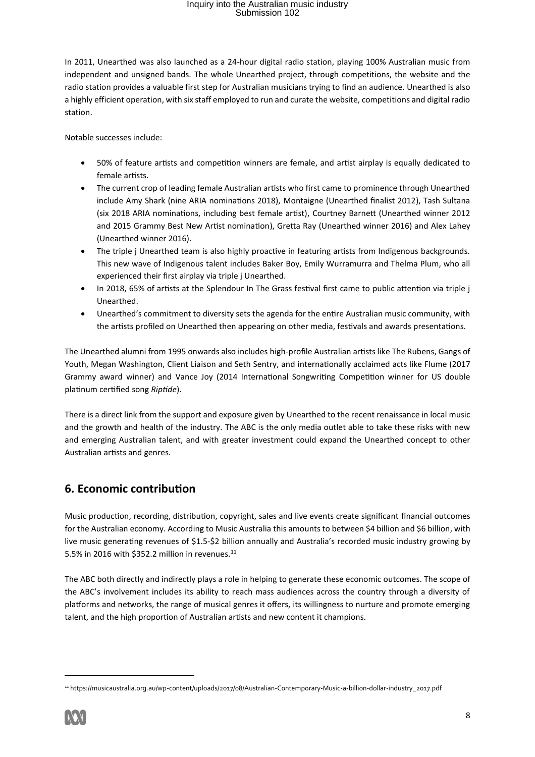In 2011, Unearthed was also launched as a 24-hour digital radio station, playing 100% Australian music from independent and unsigned bands. The whole Unearthed project, through competitions, the website and the radio station provides a valuable first step for Australian musicians trying to find an audience. Unearthed is also a highly efficient operation, with six staff employed to run and curate the website, competitions and digital radio station.

Notable successes include:

- 50% of feature artists and competition winners are female, and artist airplay is equally dedicated to female artists.
- The current crop of leading female Australian artists who first came to prominence through Unearthed include Amy Shark (nine ARIA nominations 2018), Montaigne (Unearthed finalist 2012), Tash Sultana (six 2018 ARIA nominations, including best female artist), Courtney Barnett (Unearthed winner 2012 and 2015 Grammy Best New Artist nomination), Gretta Ray (Unearthed winner 2016) and Alex Lahey (Unearthed winner 2016).
- The triple j Unearthed team is also highly proactive in featuring artists from Indigenous backgrounds. This new wave of Indigenous talent includes Baker Boy, Emily Wurramurra and Thelma Plum, who all experienced their first airplay via triple j Unearthed.
- In 2018, 65% of artists at the Splendour In The Grass festival first came to public attention via triple j Unearthed.
- Unearthed's commitment to diversity sets the agenda for the entire Australian music community, with the artists profiled on Unearthed then appearing on other media, festivals and awards presentations.

The Unearthed alumni from 1995 onwards also includes high-profile Australian artists like The Rubens, Gangs of Youth, Megan Washington, Client Liaison and Seth Sentry, and internationally acclaimed acts like Flume (2017 Grammy award winner) and Vance Joy (2014 International Songwriting Competition winner for US double platinum certified song *Riptide*).

There is a direct link from the support and exposure given by Unearthed to the recent renaissance in local music and the growth and health of the industry. The ABC is the only media outlet able to take these risks with new and emerging Australian talent, and with greater investment could expand the Unearthed concept to other Australian artists and genres.

## 6. Economic contribution

Music production, recording, distribution, copyright, sales and live events create significant financial outcomes for the Australian economy. According to Music Australia this amounts to between $4 billion and $6 billion, with live music generating revenues of $1.5-$2 billion annually and Australia's recorded music industry growing by 5.5% in 2016 with $352.2 million in revenues.[11]

The ABC both directly and indirectly plays a role in helping to generate these economic outcomes. The scope of the ABC's involvement includes its ability to reach mass audiences across the country through a diversity of platforms and networks, the range of musical genres it offers, its willingness to nurture and promote emerging talent, and the high proportion of Australian artists and new content it champions.

---

[11] https://musicaustralia.org.au/wp-content/uploads/2017/08/Australian-Contemporary-Music-a-billion-dollar-industry_2017.pdf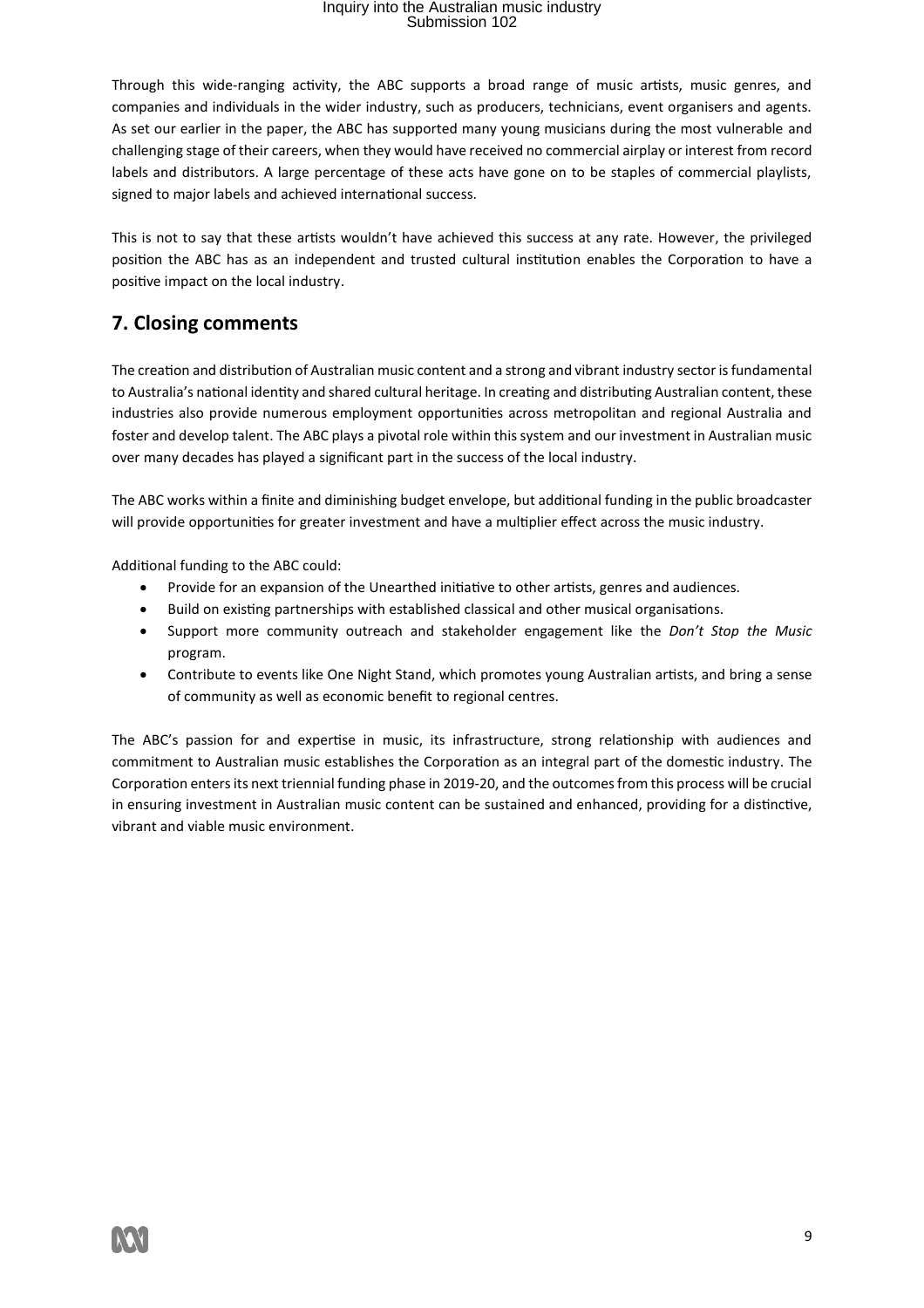Through this wide-ranging activity, the ABC supports a broad range of music artists, music genres, and companies and individuals in the wider industry, such as producers, technicians, event organisers and agents. As set our earlier in the paper, the ABC has supported many young musicians during the most vulnerable and challenging stage of their careers, when they would have received no commercial airplay or interest from record labels and distributors. A large percentage of these acts have gone on to be staples of commercial playlists, signed to major labels and achieved international success.

This is not to say that these artists wouldn't have achieved this success at any rate. However, the privileged position the ABC has as an independent and trusted cultural institution enables the Corporation to have a positive impact on the local industry.

## 7. Closing comments

The creation and distribution of Australian music content and a strong and vibrant industry sector is fundamental to Australia's national identity and shared cultural heritage. In creating and distributing Australian content, these industries also provide numerous employment opportunities across metropolitan and regional Australia and foster and develop talent. The ABC plays a pivotal role within this system and our investment in Australian music over many decades has played a significant part in the success of the local industry.

The ABC works within a finite and diminishing budget envelope, but additional funding in the public broadcaster will provide opportunities for greater investment and have a multiplier effect across the music industry.

Additional funding to the ABC could:

- Provide for an expansion of the Unearthed initiative to other artists, genres and audiences.
- Build on existing partnerships with established classical and other musical organisations.
- Support more community outreach and stakeholder engagement like the *Don't Stop the Music* program.
- Contribute to events like One Night Stand, which promotes young Australian artists, and bring a sense of community as well as economic benefit to regional centres.

The ABC's passion for and expertise in music, its infrastructure, strong relationship with audiences and commitment to Australian music establishes the Corporation as an integral part of the domestic industry. The Corporation enters its next triennial funding phase in 2019-20, and the outcomes from this process will be crucial in ensuring investment in Australian music content can be sustained and enhanced, providing for a distinctive, vibrant and viable music environment.